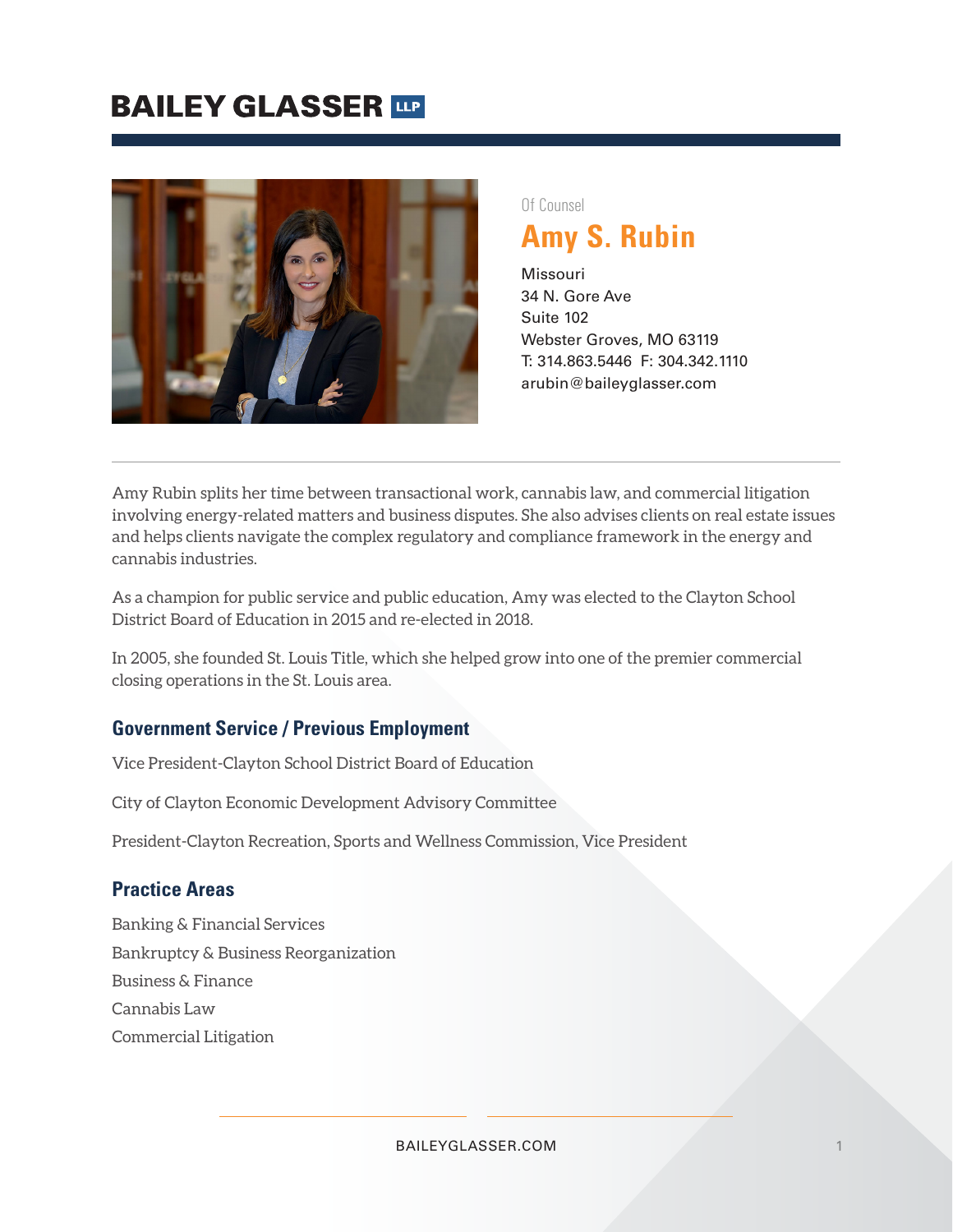# BAILEY GLASSER LLP

Of Counsel

## Amy S. Rubin

Missouri
34 N. Gore Ave
Suite 102
Webster Groves, MO 63119
T: 314.863.5446 F: 304.342.1110
arubin@baileyglasser.com

---

Amy Rubin splits her time between transactional work, cannabis law, and commercial litigation involving energy-related matters and business disputes. She also advises clients on real estate issues and helps clients navigate the complex regulatory and compliance framework in the energy and cannabis industries.

As a champion for public service and public education, Amy was elected to the Clayton School District Board of Education in 2015 and re-elected in 2018.

In 2005, she founded St. Louis Title, which she helped grow into one of the premier commercial closing operations in the St. Louis area.

### Government Service / Previous Employment

Vice President-Clayton School District Board of Education

City of Clayton Economic Development Advisory Committee

President-Clayton Recreation, Sports and Wellness Commission, Vice President

### Practice Areas

Banking & Financial Services
Bankruptcy & Business Reorganization
Business & Finance
Cannabis Law
Commercial Litigation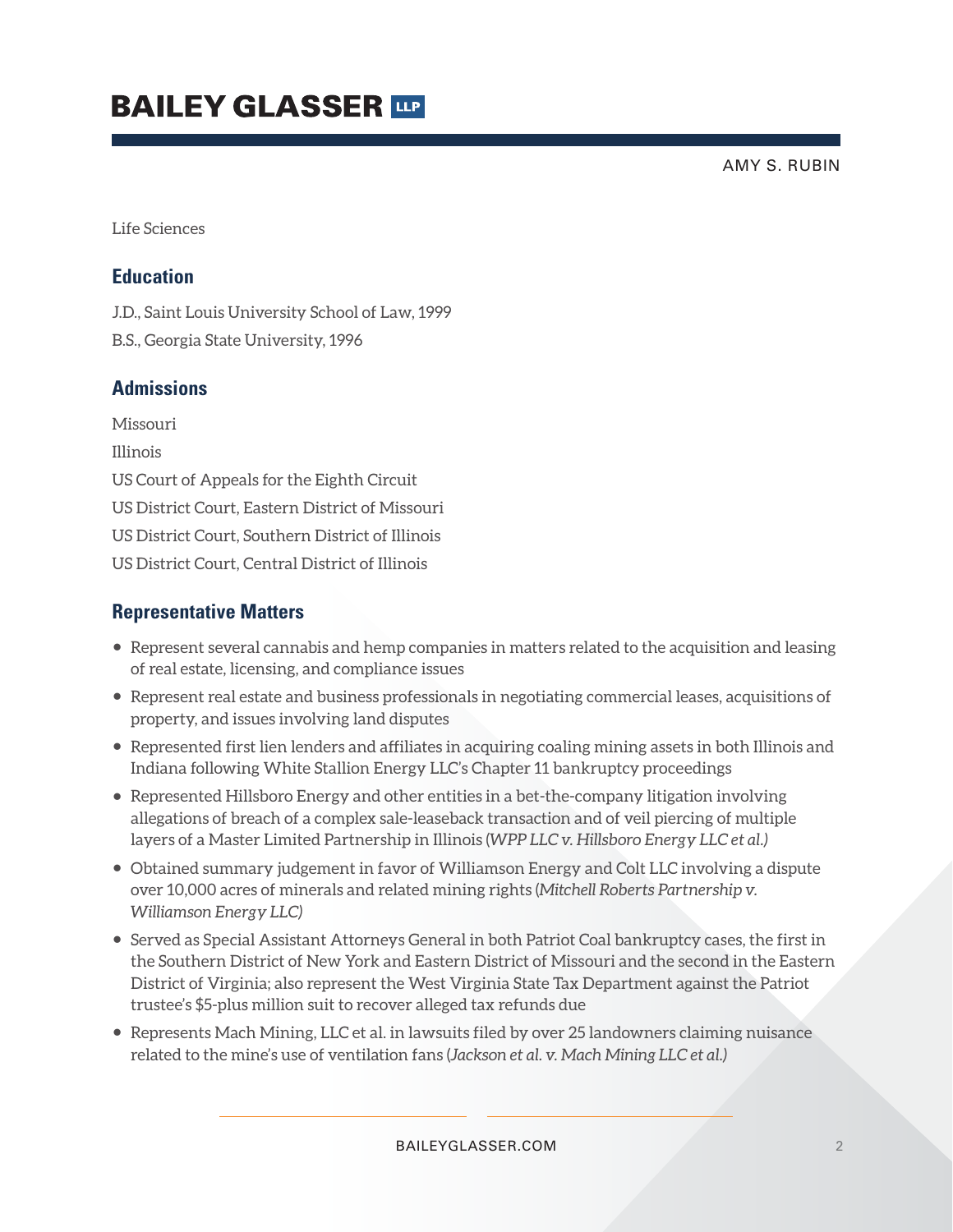Life Sciences

## Education

J.D., Saint Louis University School of Law, 1999

B.S., Georgia State University, 1996

## Admissions

Missouri

Illinois

US Court of Appeals for the Eighth Circuit

US District Court, Eastern District of Missouri

US District Court, Southern District of Illinois

US District Court, Central District of Illinois

## Representative Matters

- Represent several cannabis and hemp companies in matters related to the acquisition and leasing of real estate, licensing, and compliance issues
- Represent real estate and business professionals in negotiating commercial leases, acquisitions of property, and issues involving land disputes
- Represented first lien lenders and affiliates in acquiring coaling mining assets in both Illinois and Indiana following White Stallion Energy LLC's Chapter 11 bankruptcy proceedings
- Represented Hillsboro Energy and other entities in a bet-the-company litigation involving allegations of breach of a complex sale-leaseback transaction and of veil piercing of multiple layers of a Master Limited Partnership in Illinois (*WPP LLC v. Hillsboro Energy LLC et al.)*
- Obtained summary judgement in favor of Williamson Energy and Colt LLC involving a dispute over 10,000 acres of minerals and related mining rights (*Mitchell Roberts Partnership v. Williamson Energy LLC)*
- Served as Special Assistant Attorneys General in both Patriot Coal bankruptcy cases, the first in the Southern District of New York and Eastern District of Missouri and the second in the Eastern District of Virginia; also represent the West Virginia State Tax Department against the Patriot trustee's $5-plus million suit to recover alleged tax refunds due
- Represents Mach Mining, LLC et al. in lawsuits filed by over 25 landowners claiming nuisance related to the mine's use of ventilation fans (*Jackson et al. v. Mach Mining LLC et al.)*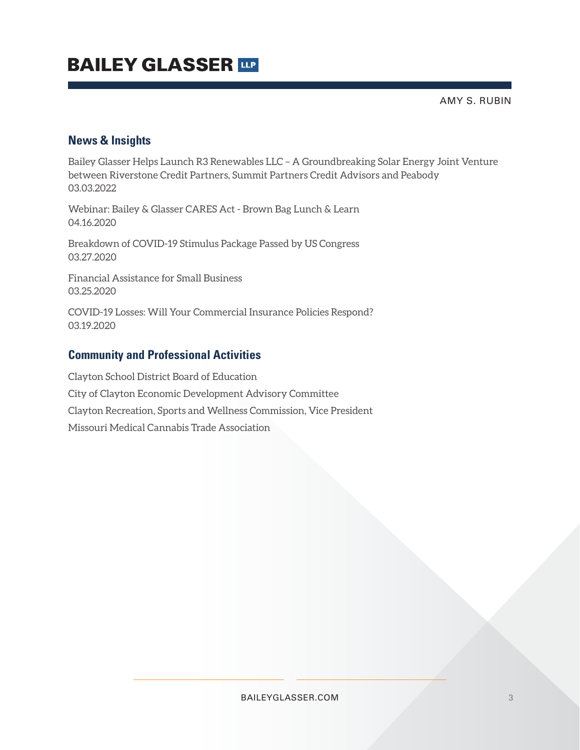## News & Insights

Bailey Glasser Helps Launch R3 Renewables LLC – A Groundbreaking Solar Energy Joint Venture between Riverstone Credit Partners, Summit Partners Credit Advisors and Peabody
03.03.2022

Webinar: Bailey & Glasser CARES Act - Brown Bag Lunch & Learn
04.16.2020

Breakdown of COVID-19 Stimulus Package Passed by US Congress
03.27.2020

Financial Assistance for Small Business
03.25.2020

COVID-19 Losses: Will Your Commercial Insurance Policies Respond?
03.19.2020

## Community and Professional Activities

Clayton School District Board of Education

City of Clayton Economic Development Advisory Committee

Clayton Recreation, Sports and Wellness Commission, Vice President

Missouri Medical Cannabis Trade Association